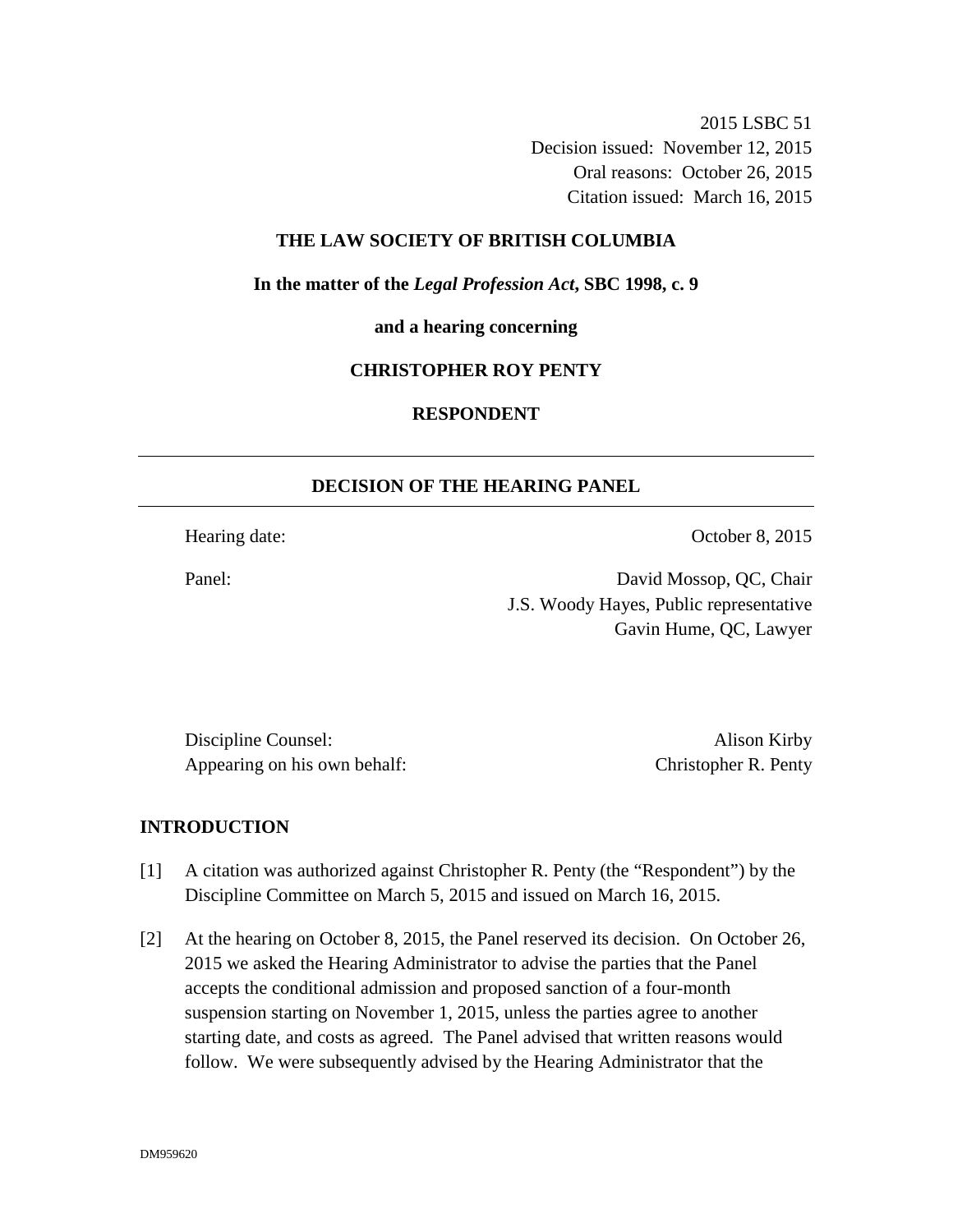2015 LSBC 51
Decision issued: November 12, 2015
Oral reasons: October 26, 2015
Citation issued: March 16, 2015

**THE LAW SOCIETY OF BRITISH COLUMBIA**

**In the matter of the *Legal Profession Act*, SBC 1998, c. 9**

**and a hearing concerning**

**CHRISTOPHER ROY PENTY**

**RESPONDENT**

---

**DECISION OF THE HEARING PANEL**

---

Hearing date: October 8, 2015

Panel: David Mossop, QC, Chair
J.S. Woody Hayes, Public representative
Gavin Hume, QC, Lawyer

Discipline Counsel: Alison Kirby
Appearing on his own behalf: Christopher R. Penty

## INTRODUCTION

[1] A citation was authorized against Christopher R. Penty (the "Respondent") by the Discipline Committee on March 5, 2015 and issued on March 16, 2015.

[2] At the hearing on October 8, 2015, the Panel reserved its decision. On October 26, 2015 we asked the Hearing Administrator to advise the parties that the Panel accepts the conditional admission and proposed sanction of a four-month suspension starting on November 1, 2015, unless the parties agree to another starting date, and costs as agreed. The Panel advised that written reasons would follow. We were subsequently advised by the Hearing Administrator that the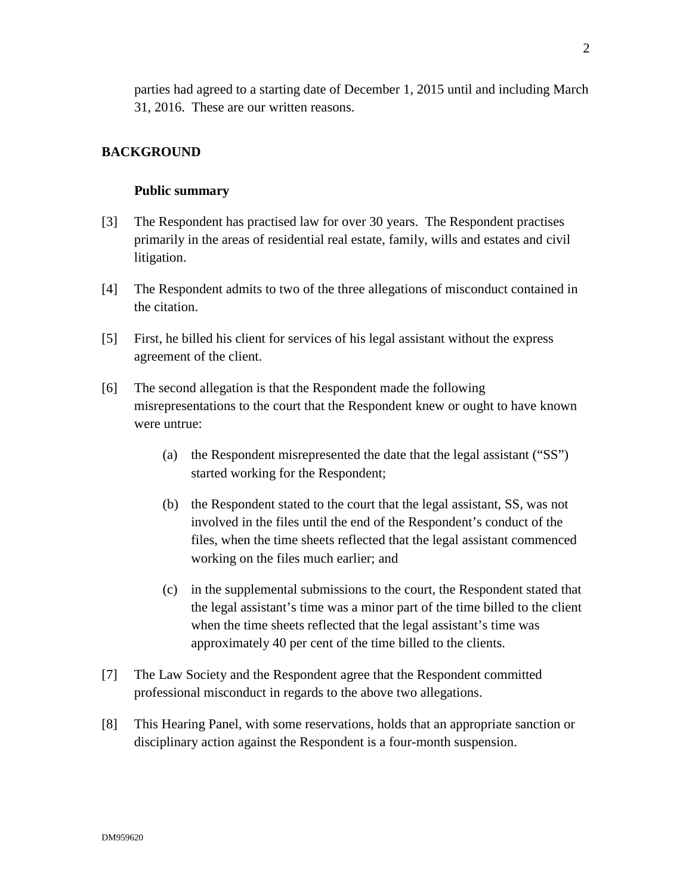parties had agreed to a starting date of December 1, 2015 until and including March 31, 2016. These are our written reasons.

## BACKGROUND

### Public summary

[3] The Respondent has practised law for over 30 years. The Respondent practises primarily in the areas of residential real estate, family, wills and estates and civil litigation.

[4] The Respondent admits to two of the three allegations of misconduct contained in the citation.

[5] First, he billed his client for services of his legal assistant without the express agreement of the client.

[6] The second allegation is that the Respondent made the following misrepresentations to the court that the Respondent knew or ought to have known were untrue:

(a) the Respondent misrepresented the date that the legal assistant ("SS") started working for the Respondent;

(b) the Respondent stated to the court that the legal assistant, SS, was not involved in the files until the end of the Respondent's conduct of the files, when the time sheets reflected that the legal assistant commenced working on the files much earlier; and

(c) in the supplemental submissions to the court, the Respondent stated that the legal assistant's time was a minor part of the time billed to the client when the time sheets reflected that the legal assistant's time was approximately 40 per cent of the time billed to the clients.

[7] The Law Society and the Respondent agree that the Respondent committed professional misconduct in regards to the above two allegations.

[8] This Hearing Panel, with some reservations, holds that an appropriate sanction or disciplinary action against the Respondent is a four-month suspension.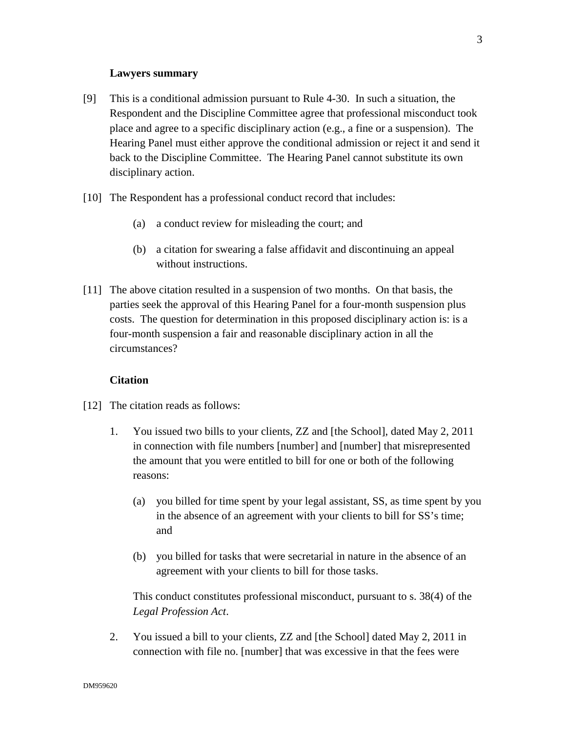**Lawyers summary**

[9] This is a conditional admission pursuant to Rule 4-30. In such a situation, the Respondent and the Discipline Committee agree that professional misconduct took place and agree to a specific disciplinary action (e.g., a fine or a suspension). The Hearing Panel must either approve the conditional admission or reject it and send it back to the Discipline Committee. The Hearing Panel cannot substitute its own disciplinary action.

[10] The Respondent has a professional conduct record that includes:

(a) a conduct review for misleading the court; and

(b) a citation for swearing a false affidavit and discontinuing an appeal without instructions.

[11] The above citation resulted in a suspension of two months. On that basis, the parties seek the approval of this Hearing Panel for a four-month suspension plus costs. The question for determination in this proposed disciplinary action is: is a four-month suspension a fair and reasonable disciplinary action in all the circumstances?

**Citation**

[12] The citation reads as follows:

1. You issued two bills to your clients, ZZ and [the School], dated May 2, 2011 in connection with file numbers [number] and [number] that misrepresented the amount that you were entitled to bill for one or both of the following reasons:

   (a) you billed for time spent by your legal assistant, SS, as time spent by you in the absence of an agreement with your clients to bill for SS's time; and

   (b) you billed for tasks that were secretarial in nature in the absence of an agreement with your clients to bill for those tasks.

   This conduct constitutes professional misconduct, pursuant to s. 38(4) of the *Legal Profession Act*.

2. You issued a bill to your clients, ZZ and [the School] dated May 2, 2011 in connection with file no. [number] that was excessive in that the fees were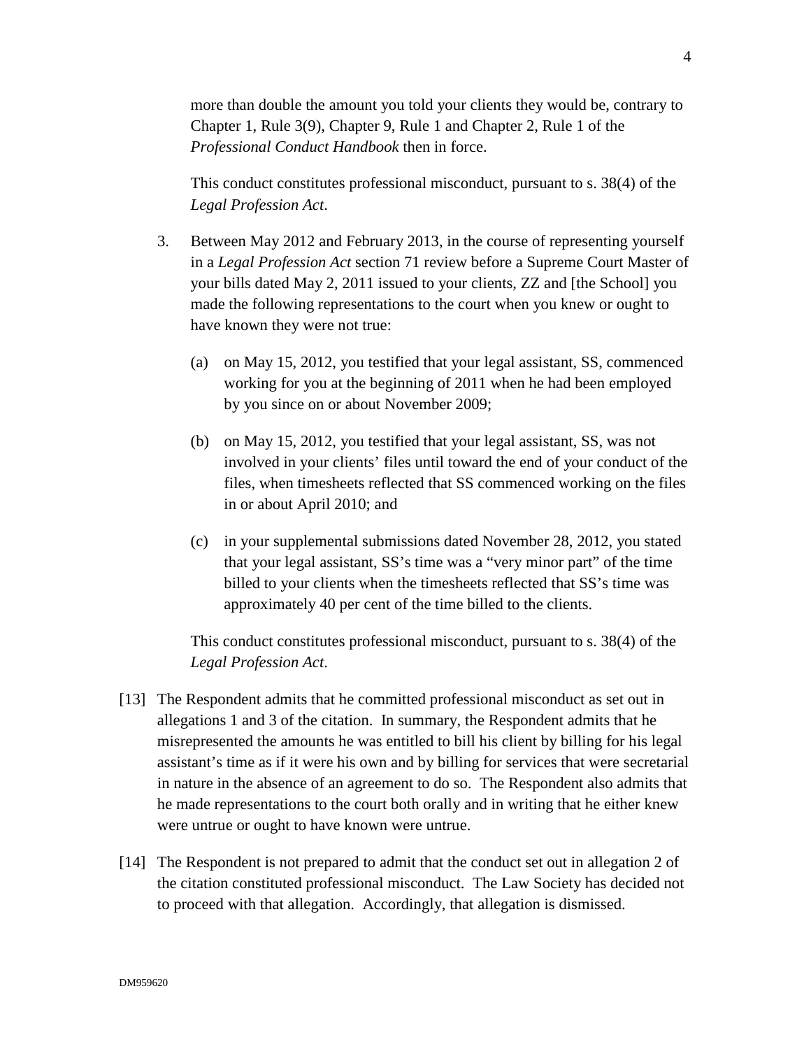more than double the amount you told your clients they would be, contrary to Chapter 1, Rule 3(9), Chapter 9, Rule 1 and Chapter 2, Rule 1 of the *Professional Conduct Handbook* then in force.

This conduct constitutes professional misconduct, pursuant to s. 38(4) of the *Legal Profession Act*.

3. Between May 2012 and February 2013, in the course of representing yourself in a *Legal Profession Act* section 71 review before a Supreme Court Master of your bills dated May 2, 2011 issued to your clients, ZZ and [the School] you made the following representations to the court when you knew or ought to have known they were not true:

   (a) on May 15, 2012, you testified that your legal assistant, SS, commenced working for you at the beginning of 2011 when he had been employed by you since on or about November 2009;

   (b) on May 15, 2012, you testified that your legal assistant, SS, was not involved in your clients' files until toward the end of your conduct of the files, when timesheets reflected that SS commenced working on the files in or about April 2010; and

   (c) in your supplemental submissions dated November 28, 2012, you stated that your legal assistant, SS's time was a "very minor part" of the time billed to your clients when the timesheets reflected that SS's time was approximately 40 per cent of the time billed to the clients.

   This conduct constitutes professional misconduct, pursuant to s. 38(4) of the *Legal Profession Act*.

[13] The Respondent admits that he committed professional misconduct as set out in allegations 1 and 3 of the citation. In summary, the Respondent admits that he misrepresented the amounts he was entitled to bill his client by billing for his legal assistant's time as if it were his own and by billing for services that were secretarial in nature in the absence of an agreement to do so. The Respondent also admits that he made representations to the court both orally and in writing that he either knew were untrue or ought to have known were untrue.

[14] The Respondent is not prepared to admit that the conduct set out in allegation 2 of the citation constituted professional misconduct. The Law Society has decided not to proceed with that allegation. Accordingly, that allegation is dismissed.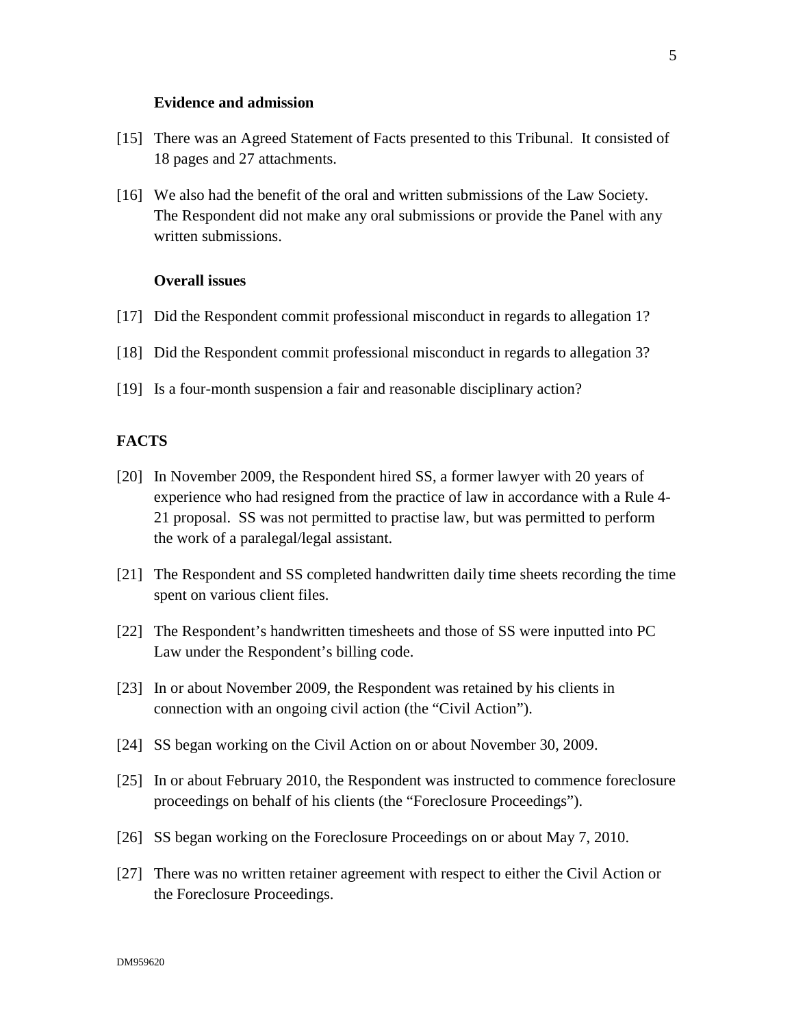### Evidence and admission

[15] There was an Agreed Statement of Facts presented to this Tribunal. It consisted of 18 pages and 27 attachments.

[16] We also had the benefit of the oral and written submissions of the Law Society. The Respondent did not make any oral submissions or provide the Panel with any written submissions.

### Overall issues

[17] Did the Respondent commit professional misconduct in regards to allegation 1?

[18] Did the Respondent commit professional misconduct in regards to allegation 3?

[19] Is a four-month suspension a fair and reasonable disciplinary action?

## FACTS

[20] In November 2009, the Respondent hired SS, a former lawyer with 20 years of experience who had resigned from the practice of law in accordance with a Rule 4-21 proposal. SS was not permitted to practise law, but was permitted to perform the work of a paralegal/legal assistant.

[21] The Respondent and SS completed handwritten daily time sheets recording the time spent on various client files.

[22] The Respondent's handwritten timesheets and those of SS were inputted into PC Law under the Respondent's billing code.

[23] In or about November 2009, the Respondent was retained by his clients in connection with an ongoing civil action (the "Civil Action").

[24] SS began working on the Civil Action on or about November 30, 2009.

[25] In or about February 2010, the Respondent was instructed to commence foreclosure proceedings on behalf of his clients (the "Foreclosure Proceedings").

[26] SS began working on the Foreclosure Proceedings on or about May 7, 2010.

[27] There was no written retainer agreement with respect to either the Civil Action or the Foreclosure Proceedings.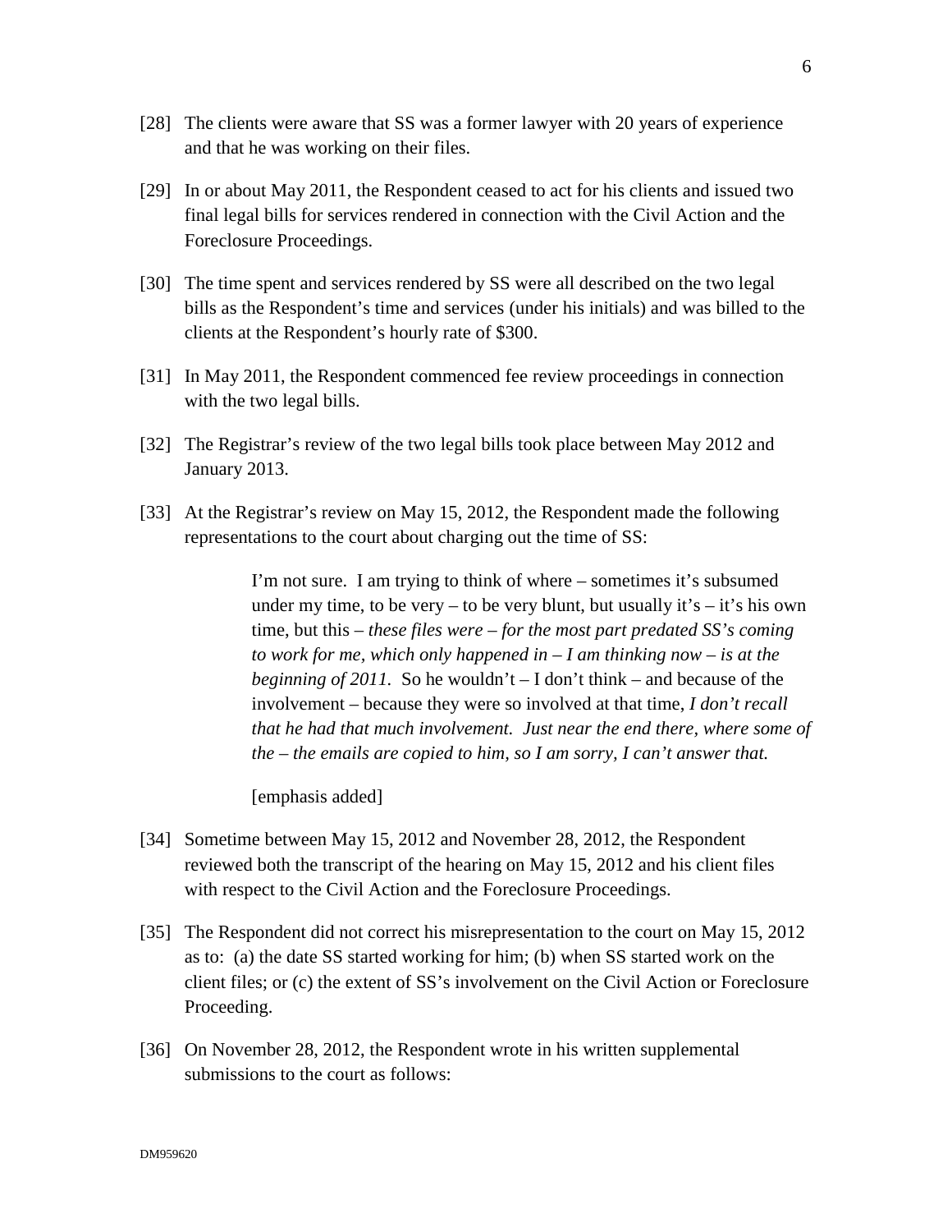[28] The clients were aware that SS was a former lawyer with 20 years of experience and that he was working on their files.

[29] In or about May 2011, the Respondent ceased to act for his clients and issued two final legal bills for services rendered in connection with the Civil Action and the Foreclosure Proceedings.

[30] The time spent and services rendered by SS were all described on the two legal bills as the Respondent's time and services (under his initials) and was billed to the clients at the Respondent's hourly rate of $300.

[31] In May 2011, the Respondent commenced fee review proceedings in connection with the two legal bills.

[32] The Registrar's review of the two legal bills took place between May 2012 and January 2013.

[33] At the Registrar's review on May 15, 2012, the Respondent made the following representations to the court about charging out the time of SS:

> I'm not sure. I am trying to think of where – sometimes it's subsumed under my time, to be very – to be very blunt, but usually it's – it's his own time, but this – *these files were – for the most part predated SS's coming to work for me, which only happened in – I am thinking now – is at the beginning of 2011.* So he wouldn't – I don't think – and because of the involvement – because they were so involved at that time, *I don't recall that he had that much involvement. Just near the end there, where some of the – the emails are copied to him, so I am sorry, I can't answer that.*
>
> [emphasis added]

[34] Sometime between May 15, 2012 and November 28, 2012, the Respondent reviewed both the transcript of the hearing on May 15, 2012 and his client files with respect to the Civil Action and the Foreclosure Proceedings.

[35] The Respondent did not correct his misrepresentation to the court on May 15, 2012 as to: (a) the date SS started working for him; (b) when SS started work on the client files; or (c) the extent of SS's involvement on the Civil Action or Foreclosure Proceeding.

[36] On November 28, 2012, the Respondent wrote in his written supplemental submissions to the court as follows: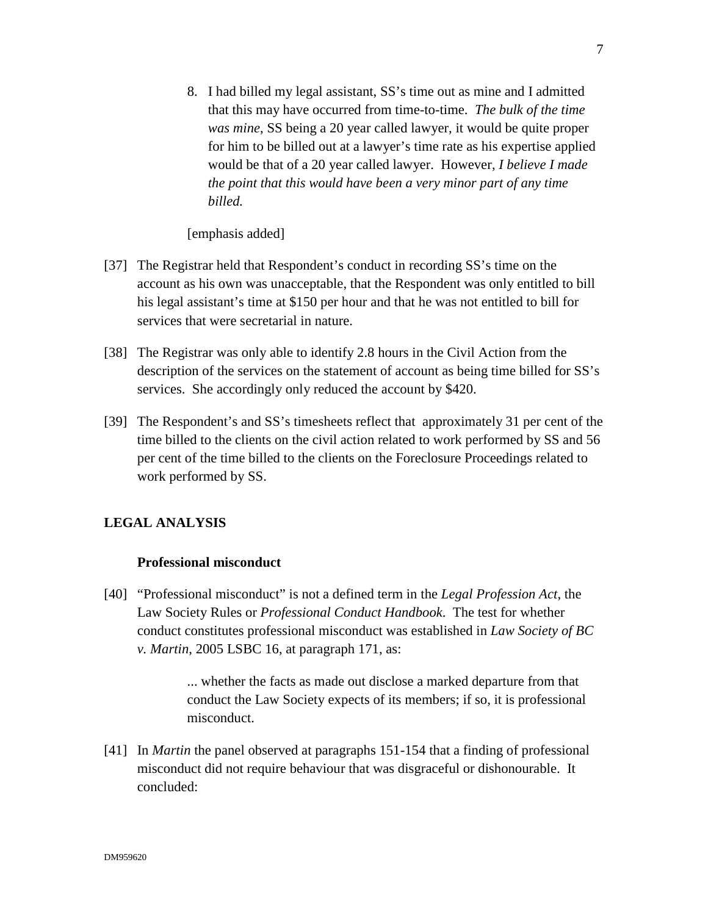> 8. I had billed my legal assistant, SS's time out as mine and I admitted that this may have occurred from time-to-time. *The bulk of the time was mine*, SS being a 20 year called lawyer, it would be quite proper for him to be billed out at a lawyer's time rate as his expertise applied would be that of a 20 year called lawyer. However, *I believe I made the point that this would have been a very minor part of any time billed.*
>
> [emphasis added]

[37] The Registrar held that Respondent's conduct in recording SS's time on the account as his own was unacceptable, that the Respondent was only entitled to bill his legal assistant's time at $150 per hour and that he was not entitled to bill for services that were secretarial in nature.

[38] The Registrar was only able to identify 2.8 hours in the Civil Action from the description of the services on the statement of account as being time billed for SS's services. She accordingly only reduced the account by $420.

[39] The Respondent's and SS's timesheets reflect that approximately 31 per cent of the time billed to the clients on the civil action related to work performed by SS and 56 per cent of the time billed to the clients on the Foreclosure Proceedings related to work performed by SS.

## LEGAL ANALYSIS

### Professional misconduct

[40] "Professional misconduct" is not a defined term in the *Legal Profession Act*, the Law Society Rules or *Professional Conduct Handbook*. The test for whether conduct constitutes professional misconduct was established in *Law Society of BC v. Martin*, 2005 LSBC 16, at paragraph 171, as:

> ... whether the facts as made out disclose a marked departure from that conduct the Law Society expects of its members; if so, it is professional misconduct.

[41] In *Martin* the panel observed at paragraphs 151-154 that a finding of professional misconduct did not require behaviour that was disgraceful or dishonourable. It concluded: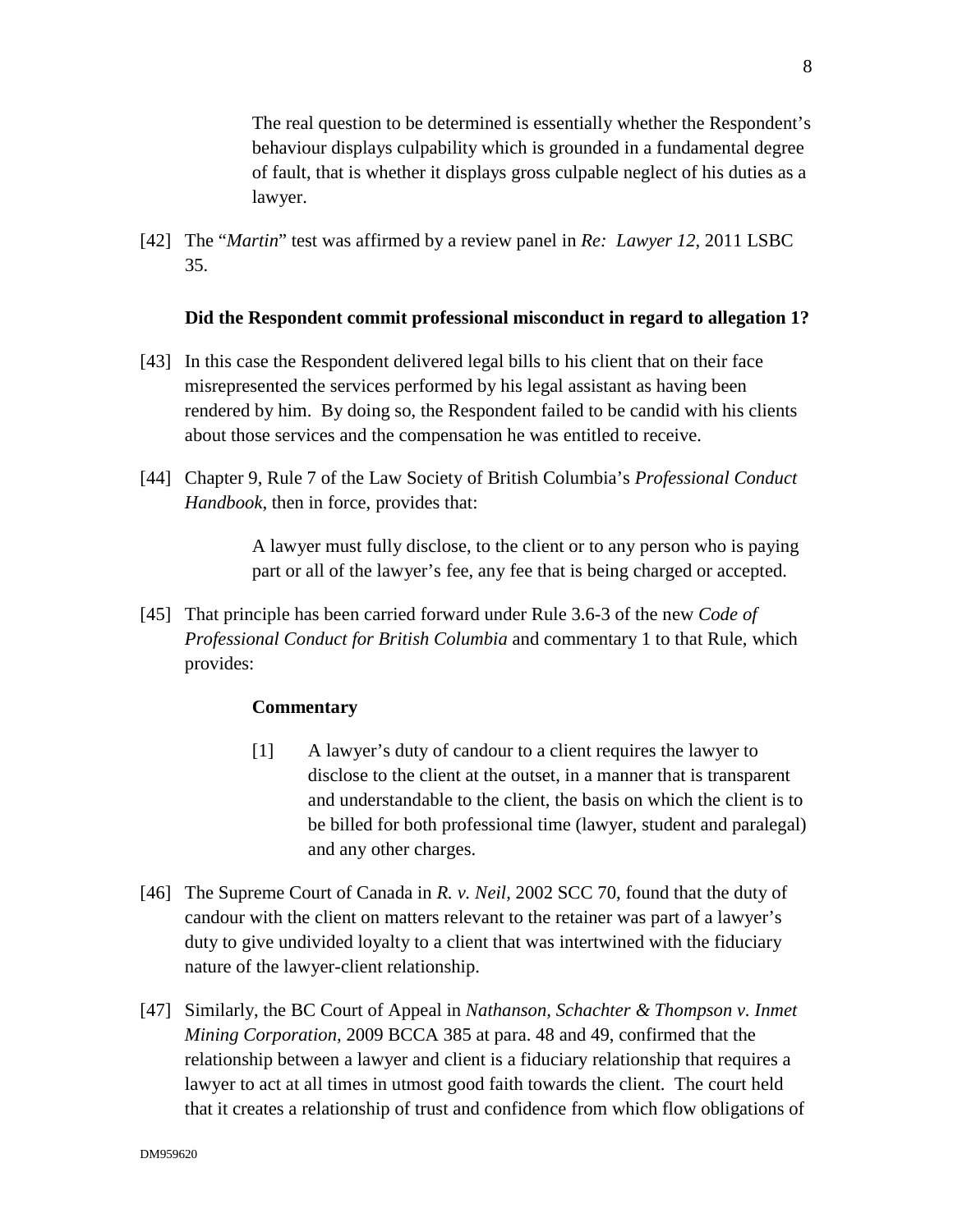> The real question to be determined is essentially whether the Respondent's behaviour displays culpability which is grounded in a fundamental degree of fault, that is whether it displays gross culpable neglect of his duties as a lawyer.

[42] The "*Martin*" test was affirmed by a review panel in *Re: Lawyer 12*, 2011 LSBC 35.

**Did the Respondent commit professional misconduct in regard to allegation 1?**

[43] In this case the Respondent delivered legal bills to his client that on their face misrepresented the services performed by his legal assistant as having been rendered by him. By doing so, the Respondent failed to be candid with his clients about those services and the compensation he was entitled to receive.

[44] Chapter 9, Rule 7 of the Law Society of British Columbia's *Professional Conduct Handbook*, then in force, provides that:

> A lawyer must fully disclose, to the client or to any person who is paying part or all of the lawyer's fee, any fee that is being charged or accepted.

[45] That principle has been carried forward under Rule 3.6-3 of the new *Code of Professional Conduct for British Columbia* and commentary 1 to that Rule, which provides:

> **Commentary**
>
> [1] A lawyer's duty of candour to a client requires the lawyer to disclose to the client at the outset, in a manner that is transparent and understandable to the client, the basis on which the client is to be billed for both professional time (lawyer, student and paralegal) and any other charges.

[46] The Supreme Court of Canada in *R. v. Neil*, 2002 SCC 70, found that the duty of candour with the client on matters relevant to the retainer was part of a lawyer's duty to give undivided loyalty to a client that was intertwined with the fiduciary nature of the lawyer-client relationship.

[47] Similarly, the BC Court of Appeal in *Nathanson, Schachter & Thompson v. Inmet Mining Corporation*, 2009 BCCA 385 at para. 48 and 49, confirmed that the relationship between a lawyer and client is a fiduciary relationship that requires a lawyer to act at all times in utmost good faith towards the client. The court held that it creates a relationship of trust and confidence from which flow obligations of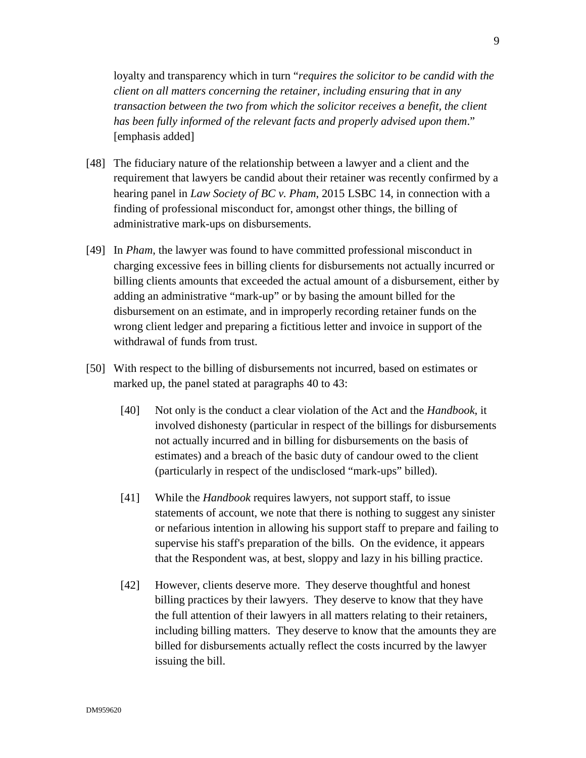loyalty and transparency which in turn "*requires the solicitor to be candid with the client on all matters concerning the retainer, including ensuring that in any transaction between the two from which the solicitor receives a benefit, the client has been fully informed of the relevant facts and properly advised upon them*." [emphasis added]

[48] The fiduciary nature of the relationship between a lawyer and a client and the requirement that lawyers be candid about their retainer was recently confirmed by a hearing panel in *Law Society of BC v. Pham*, 2015 LSBC 14, in connection with a finding of professional misconduct for, amongst other things, the billing of administrative mark-ups on disbursements.

[49] In *Pham*, the lawyer was found to have committed professional misconduct in charging excessive fees in billing clients for disbursements not actually incurred or billing clients amounts that exceeded the actual amount of a disbursement, either by adding an administrative "mark-up" or by basing the amount billed for the disbursement on an estimate, and in improperly recording retainer funds on the wrong client ledger and preparing a fictitious letter and invoice in support of the withdrawal of funds from trust.

[50] With respect to the billing of disbursements not incurred, based on estimates or marked up, the panel stated at paragraphs 40 to 43:

> [40] Not only is the conduct a clear violation of the Act and the *Handbook*, it involved dishonesty (particular in respect of the billings for disbursements not actually incurred and in billing for disbursements on the basis of estimates) and a breach of the basic duty of candour owed to the client (particularly in respect of the undisclosed "mark-ups" billed).
>
> [41] While the *Handbook* requires lawyers, not support staff, to issue statements of account, we note that there is nothing to suggest any sinister or nefarious intention in allowing his support staff to prepare and failing to supervise his staff's preparation of the bills. On the evidence, it appears that the Respondent was, at best, sloppy and lazy in his billing practice.
>
> [42] However, clients deserve more. They deserve thoughtful and honest billing practices by their lawyers. They deserve to know that they have the full attention of their lawyers in all matters relating to their retainers, including billing matters. They deserve to know that the amounts they are billed for disbursements actually reflect the costs incurred by the lawyer issuing the bill.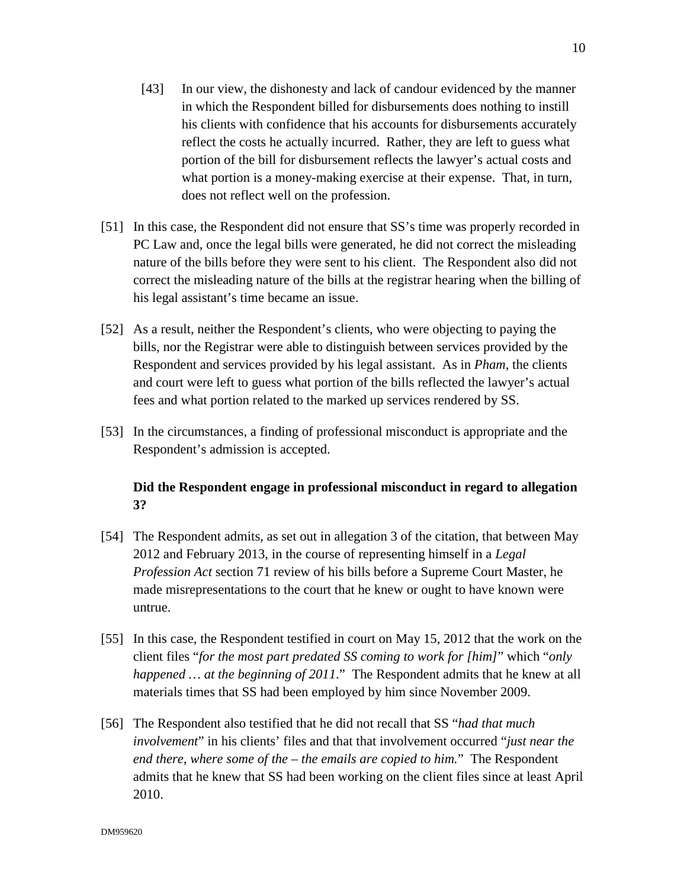> [43] In our view, the dishonesty and lack of candour evidenced by the manner in which the Respondent billed for disbursements does nothing to instill his clients with confidence that his accounts for disbursements accurately reflect the costs he actually incurred. Rather, they are left to guess what portion of the bill for disbursement reflects the lawyer's actual costs and what portion is a money-making exercise at their expense. That, in turn, does not reflect well on the profession.

[51] In this case, the Respondent did not ensure that SS's time was properly recorded in PC Law and, once the legal bills were generated, he did not correct the misleading nature of the bills before they were sent to his client. The Respondent also did not correct the misleading nature of the bills at the registrar hearing when the billing of his legal assistant's time became an issue.

[52] As a result, neither the Respondent's clients, who were objecting to paying the bills, nor the Registrar were able to distinguish between services provided by the Respondent and services provided by his legal assistant. As in *Pham*, the clients and court were left to guess what portion of the bills reflected the lawyer's actual fees and what portion related to the marked up services rendered by SS.

[53] In the circumstances, a finding of professional misconduct is appropriate and the Respondent's admission is accepted.

**Did the Respondent engage in professional misconduct in regard to allegation 3?**

[54] The Respondent admits, as set out in allegation 3 of the citation, that between May 2012 and February 2013, in the course of representing himself in a *Legal Profession Act* section 71 review of his bills before a Supreme Court Master, he made misrepresentations to the court that he knew or ought to have known were untrue.

[55] In this case, the Respondent testified in court on May 15, 2012 that the work on the client files "*for the most part predated SS coming to work for [him]*" which "*only happened … at the beginning of 2011*." The Respondent admits that he knew at all materials times that SS had been employed by him since November 2009.

[56] The Respondent also testified that he did not recall that SS "*had that much involvement*" in his clients' files and that that involvement occurred "*just near the end there, where some of the – the emails are copied to him.*" The Respondent admits that he knew that SS had been working on the client files since at least April 2010.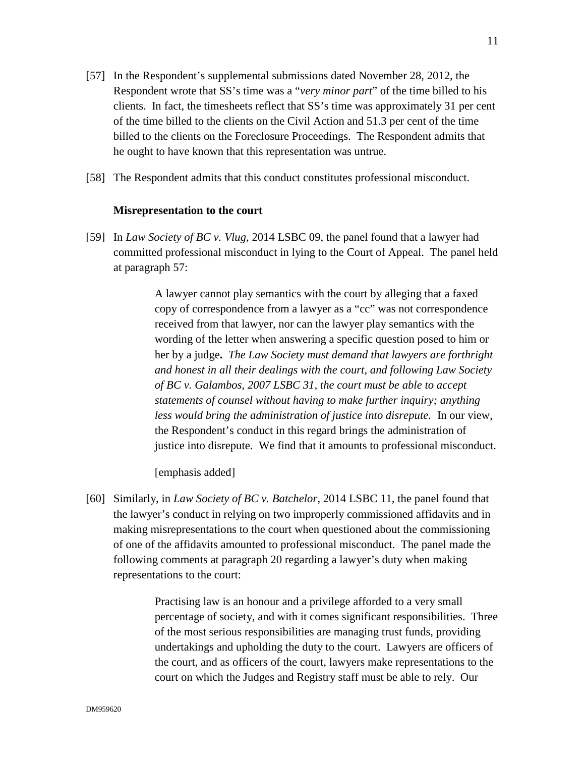[57] In the Respondent's supplemental submissions dated November 28, 2012, the Respondent wrote that SS's time was a "*very minor part*" of the time billed to his clients. In fact, the timesheets reflect that SS's time was approximately 31 per cent of the time billed to the clients on the Civil Action and 51.3 per cent of the time billed to the clients on the Foreclosure Proceedings. The Respondent admits that he ought to have known that this representation was untrue.

[58] The Respondent admits that this conduct constitutes professional misconduct.

**Misrepresentation to the court**

[59] In *Law Society of BC v. Vlug*, 2014 LSBC 09, the panel found that a lawyer had committed professional misconduct in lying to the Court of Appeal. The panel held at paragraph 57:

> A lawyer cannot play semantics with the court by alleging that a faxed copy of correspondence from a lawyer as a "cc" was not correspondence received from that lawyer, nor can the lawyer play semantics with the wording of the letter when answering a specific question posed to him or her by a judge**.** *The Law Society must demand that lawyers are forthright and honest in all their dealings with the court, and following Law Society of BC v. Galambos, 2007 LSBC 31, the court must be able to accept statements of counsel without having to make further inquiry; anything less would bring the administration of justice into disrepute.* In our view, the Respondent's conduct in this regard brings the administration of justice into disrepute. We find that it amounts to professional misconduct.
>
> [emphasis added]

[60] Similarly, in *Law Society of BC v. Batchelor*, 2014 LSBC 11, the panel found that the lawyer's conduct in relying on two improperly commissioned affidavits and in making misrepresentations to the court when questioned about the commissioning of one of the affidavits amounted to professional misconduct. The panel made the following comments at paragraph 20 regarding a lawyer's duty when making representations to the court:

> Practising law is an honour and a privilege afforded to a very small percentage of society, and with it comes significant responsibilities. Three of the most serious responsibilities are managing trust funds, providing undertakings and upholding the duty to the court. Lawyers are officers of the court, and as officers of the court, lawyers make representations to the court on which the Judges and Registry staff must be able to rely. Our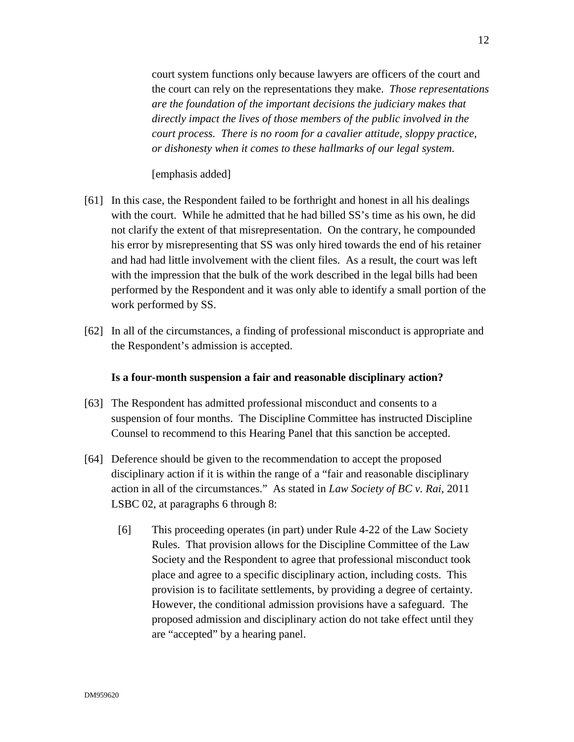> court system functions only because lawyers are officers of the court and the court can rely on the representations they make. *Those representations are the foundation of the important decisions the judiciary makes that directly impact the lives of those members of the public involved in the court process. There is no room for a cavalier attitude, sloppy practice, or dishonesty when it comes to these hallmarks of our legal system.*
>
> [emphasis added]

[61] In this case, the Respondent failed to be forthright and honest in all his dealings with the court. While he admitted that he had billed SS's time as his own, he did not clarify the extent of that misrepresentation. On the contrary, he compounded his error by misrepresenting that SS was only hired towards the end of his retainer and had had little involvement with the client files. As a result, the court was left with the impression that the bulk of the work described in the legal bills had been performed by the Respondent and it was only able to identify a small portion of the work performed by SS.

[62] In all of the circumstances, a finding of professional misconduct is appropriate and the Respondent's admission is accepted.

**Is a four-month suspension a fair and reasonable disciplinary action?**

[63] The Respondent has admitted professional misconduct and consents to a suspension of four months. The Discipline Committee has instructed Discipline Counsel to recommend to this Hearing Panel that this sanction be accepted.

[64] Deference should be given to the recommendation to accept the proposed disciplinary action if it is within the range of a "fair and reasonable disciplinary action in all of the circumstances." As stated in *Law Society of BC v. Rai*, 2011 LSBC 02, at paragraphs 6 through 8:

> [6] This proceeding operates (in part) under Rule 4-22 of the Law Society Rules. That provision allows for the Discipline Committee of the Law Society and the Respondent to agree that professional misconduct took place and agree to a specific disciplinary action, including costs. This provision is to facilitate settlements, by providing a degree of certainty. However, the conditional admission provisions have a safeguard. The proposed admission and disciplinary action do not take effect until they are "accepted" by a hearing panel.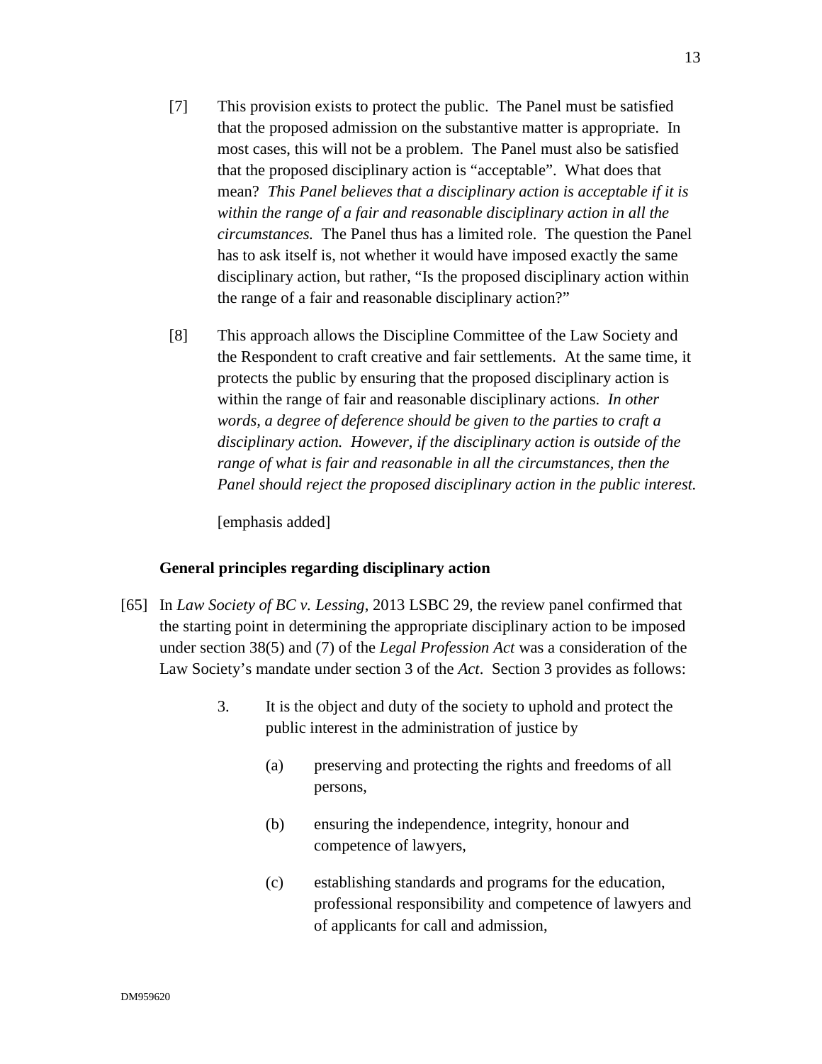> [7] This provision exists to protect the public. The Panel must be satisfied that the proposed admission on the substantive matter is appropriate. In most cases, this will not be a problem. The Panel must also be satisfied that the proposed disciplinary action is "acceptable". What does that mean? *This Panel believes that a disciplinary action is acceptable if it is within the range of a fair and reasonable disciplinary action in all the circumstances.* The Panel thus has a limited role. The question the Panel has to ask itself is, not whether it would have imposed exactly the same disciplinary action, but rather, "Is the proposed disciplinary action within the range of a fair and reasonable disciplinary action?"
>
> [8] This approach allows the Discipline Committee of the Law Society and the Respondent to craft creative and fair settlements. At the same time, it protects the public by ensuring that the proposed disciplinary action is within the range of fair and reasonable disciplinary actions. *In other words, a degree of deference should be given to the parties to craft a disciplinary action. However, if the disciplinary action is outside of the range of what is fair and reasonable in all the circumstances, then the Panel should reject the proposed disciplinary action in the public interest.*
>
> [emphasis added]

**General principles regarding disciplinary action**

[65] In *Law Society of BC v. Lessing*, 2013 LSBC 29, the review panel confirmed that the starting point in determining the appropriate disciplinary action to be imposed under section 38(5) and (7) of the *Legal Profession Act* was a consideration of the Law Society's mandate under section 3 of the *Act*. Section 3 provides as follows:

> 3. It is the object and duty of the society to uphold and protect the public interest in the administration of justice by
>
> (a) preserving and protecting the rights and freedoms of all persons,
>
> (b) ensuring the independence, integrity, honour and competence of lawyers,
>
> (c) establishing standards and programs for the education, professional responsibility and competence of lawyers and of applicants for call and admission,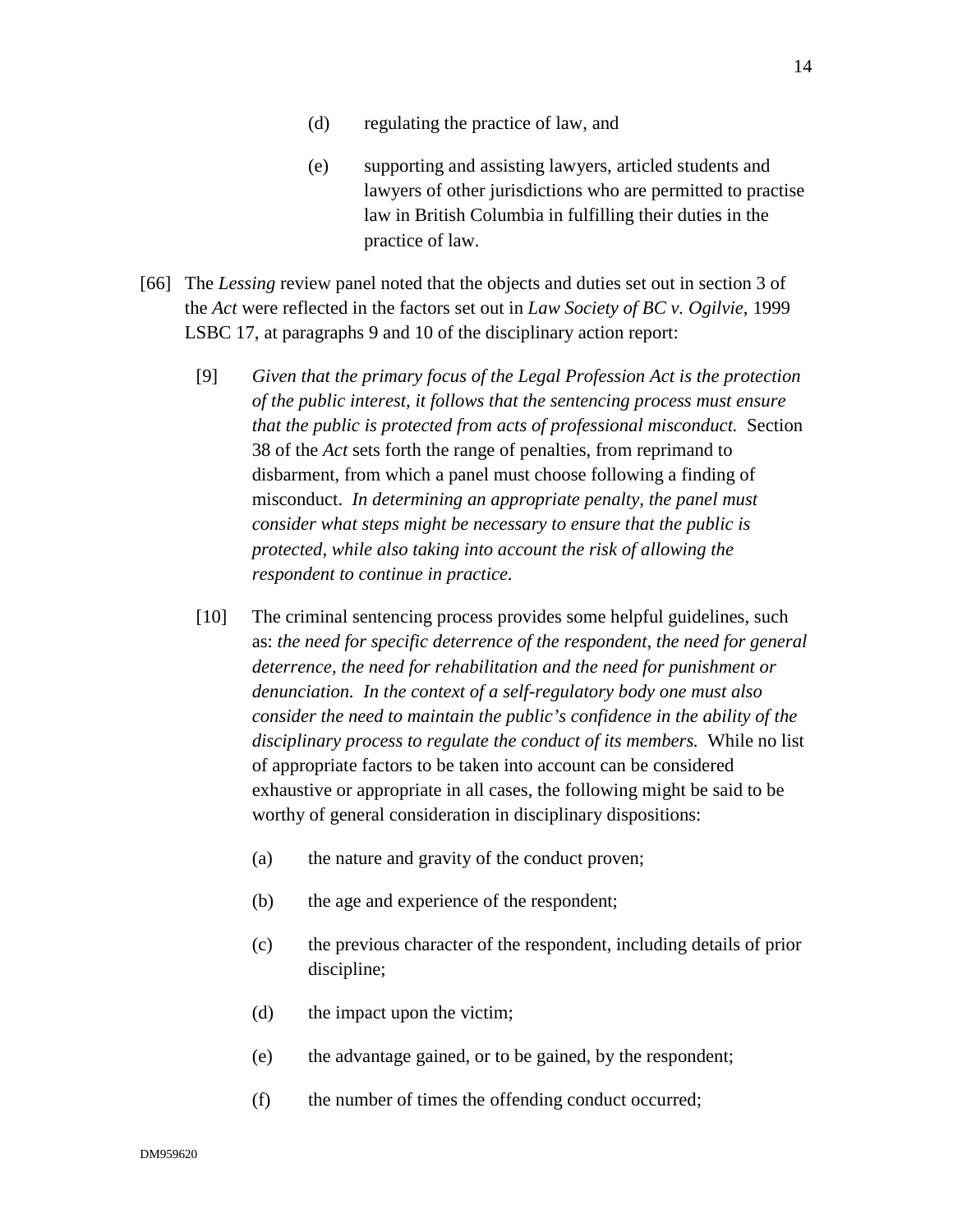(d) regulating the practice of law, and

(e) supporting and assisting lawyers, articled students and lawyers of other jurisdictions who are permitted to practise law in British Columbia in fulfilling their duties in the practice of law.

[66] The *Lessing* review panel noted that the objects and duties set out in section 3 of the *Act* were reflected in the factors set out in *Law Society of BC v. Ogilvie*, 1999 LSBC 17, at paragraphs 9 and 10 of the disciplinary action report:

> [9] *Given that the primary focus of the Legal Profession Act is the protection of the public interest, it follows that the sentencing process must ensure that the public is protected from acts of professional misconduct.* Section 38 of the *Act* sets forth the range of penalties, from reprimand to disbarment, from which a panel must choose following a finding of misconduct. *In determining an appropriate penalty, the panel must consider what steps might be necessary to ensure that the public is protected, while also taking into account the risk of allowing the respondent to continue in practice.*
>
> [10] The criminal sentencing process provides some helpful guidelines, such as: *the need for specific deterrence of the respondent, the need for general deterrence, the need for rehabilitation and the need for punishment or denunciation. In the context of a self-regulatory body one must also consider the need to maintain the public's confidence in the ability of the disciplinary process to regulate the conduct of its members.* While no list of appropriate factors to be taken into account can be considered exhaustive or appropriate in all cases, the following might be said to be worthy of general consideration in disciplinary dispositions:
>
> (a) the nature and gravity of the conduct proven;
>
> (b) the age and experience of the respondent;
>
> (c) the previous character of the respondent, including details of prior discipline;
>
> (d) the impact upon the victim;
>
> (e) the advantage gained, or to be gained, by the respondent;
>
> (f) the number of times the offending conduct occurred;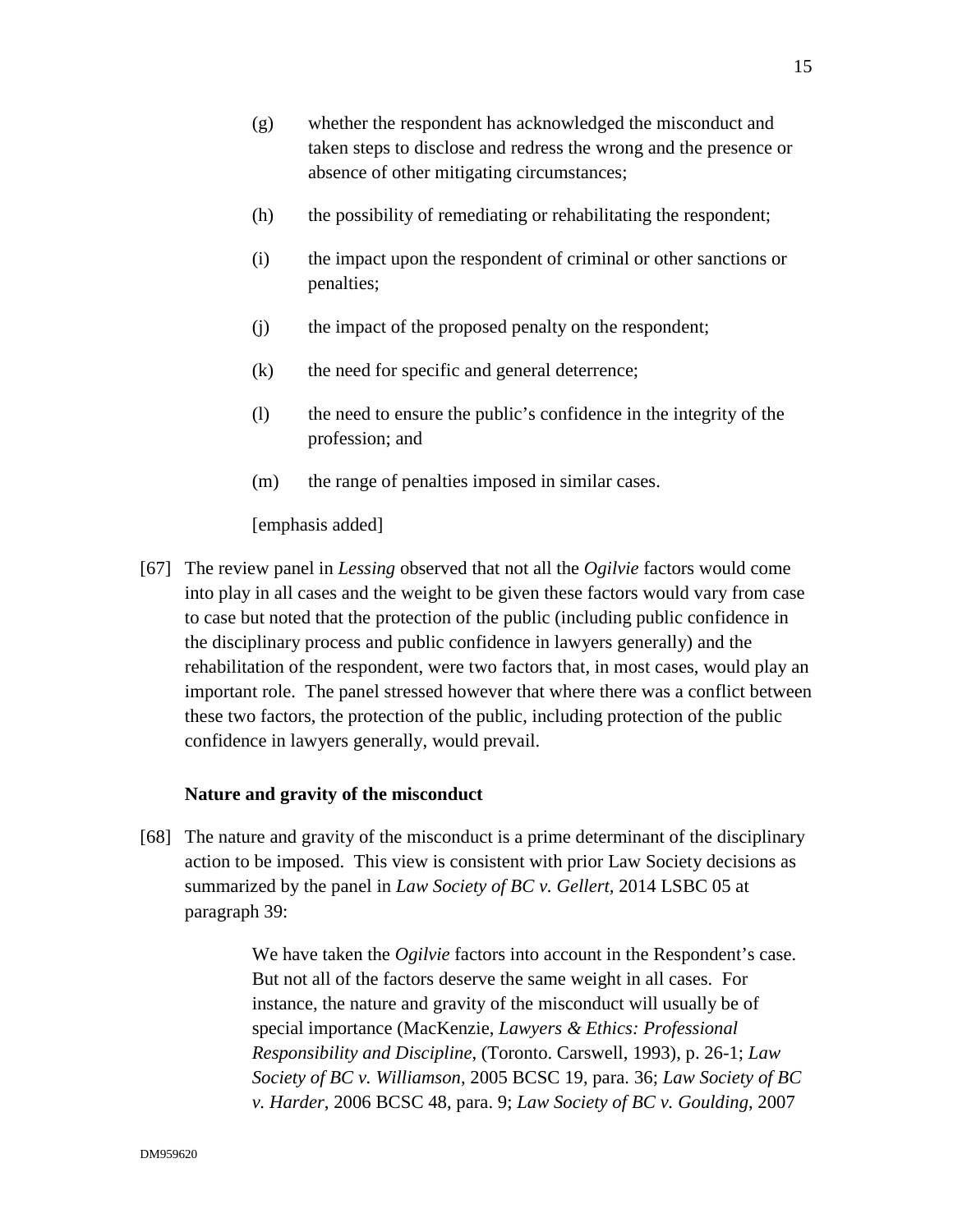(g) whether the respondent has acknowledged the misconduct and taken steps to disclose and redress the wrong and the presence or absence of other mitigating circumstances;

(h) the possibility of remediating or rehabilitating the respondent;

(i) the impact upon the respondent of criminal or other sanctions or penalties;

(j) the impact of the proposed penalty on the respondent;

(k) the need for specific and general deterrence;

(l) the need to ensure the public's confidence in the integrity of the profession; and

(m) the range of penalties imposed in similar cases.

[emphasis added]

[67] The review panel in *Lessing* observed that not all the *Ogilvie* factors would come into play in all cases and the weight to be given these factors would vary from case to case but noted that the protection of the public (including public confidence in the disciplinary process and public confidence in lawyers generally) and the rehabilitation of the respondent, were two factors that, in most cases, would play an important role. The panel stressed however that where there was a conflict between these two factors, the protection of the public, including protection of the public confidence in lawyers generally, would prevail.

**Nature and gravity of the misconduct**

[68] The nature and gravity of the misconduct is a prime determinant of the disciplinary action to be imposed. This view is consistent with prior Law Society decisions as summarized by the panel in *Law Society of BC v. Gellert*, 2014 LSBC 05 at paragraph 39:

> We have taken the *Ogilvie* factors into account in the Respondent's case. But not all of the factors deserve the same weight in all cases. For instance, the nature and gravity of the misconduct will usually be of special importance (MacKenzie, *Lawyers & Ethics: Professional Responsibility and Discipline*, (Toronto. Carswell, 1993), p. 26-1; *Law Society of BC v. Williamson*, 2005 BCSC 19, para. 36; *Law Society of BC v. Harder*, 2006 BCSC 48, para. 9; *Law Society of BC v. Goulding*, 2007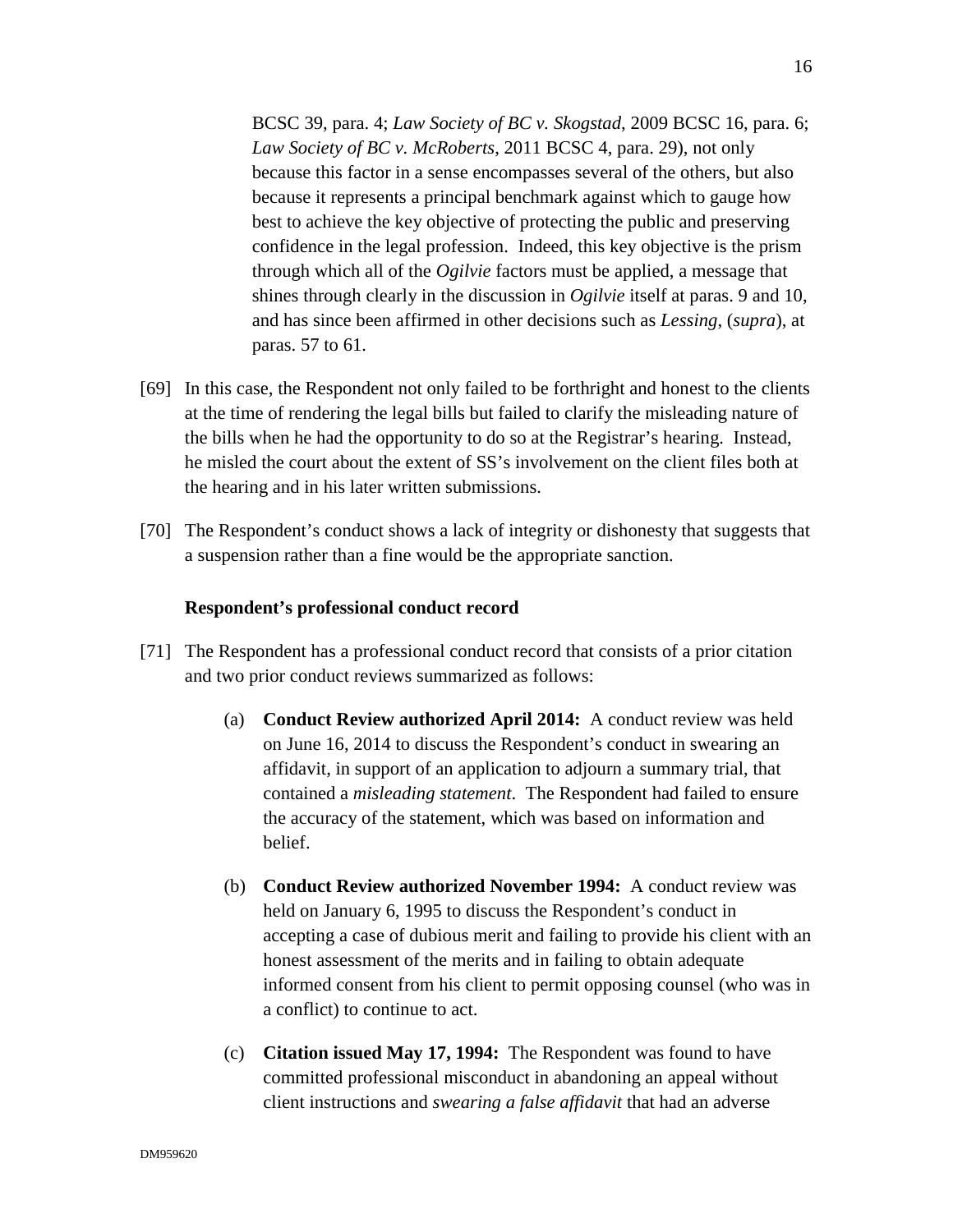> BCSC 39, para. 4; *Law Society of BC v. Skogstad*, 2009 BCSC 16, para. 6; *Law Society of BC v. McRoberts*, 2011 BCSC 4, para. 29), not only because this factor in a sense encompasses several of the others, but also because it represents a principal benchmark against which to gauge how best to achieve the key objective of protecting the public and preserving confidence in the legal profession. Indeed, this key objective is the prism through which all of the *Ogilvie* factors must be applied, a message that shines through clearly in the discussion in *Ogilvie* itself at paras. 9 and 10, and has since been affirmed in other decisions such as *Lessing*, (*supra*), at paras. 57 to 61.

[69] In this case, the Respondent not only failed to be forthright and honest to the clients at the time of rendering the legal bills but failed to clarify the misleading nature of the bills when he had the opportunity to do so at the Registrar's hearing. Instead, he misled the court about the extent of SS's involvement on the client files both at the hearing and in his later written submissions.

[70] The Respondent's conduct shows a lack of integrity or dishonesty that suggests that a suspension rather than a fine would be the appropriate sanction.

**Respondent's professional conduct record**

[71] The Respondent has a professional conduct record that consists of a prior citation and two prior conduct reviews summarized as follows:

(a) **Conduct Review authorized April 2014:** A conduct review was held on June 16, 2014 to discuss the Respondent's conduct in swearing an affidavit, in support of an application to adjourn a summary trial, that contained a *misleading statement*. The Respondent had failed to ensure the accuracy of the statement, which was based on information and belief.

(b) **Conduct Review authorized November 1994:** A conduct review was held on January 6, 1995 to discuss the Respondent's conduct in accepting a case of dubious merit and failing to provide his client with an honest assessment of the merits and in failing to obtain adequate informed consent from his client to permit opposing counsel (who was in a conflict) to continue to act.

(c) **Citation issued May 17, 1994:** The Respondent was found to have committed professional misconduct in abandoning an appeal without client instructions and *swearing a false affidavit* that had an adverse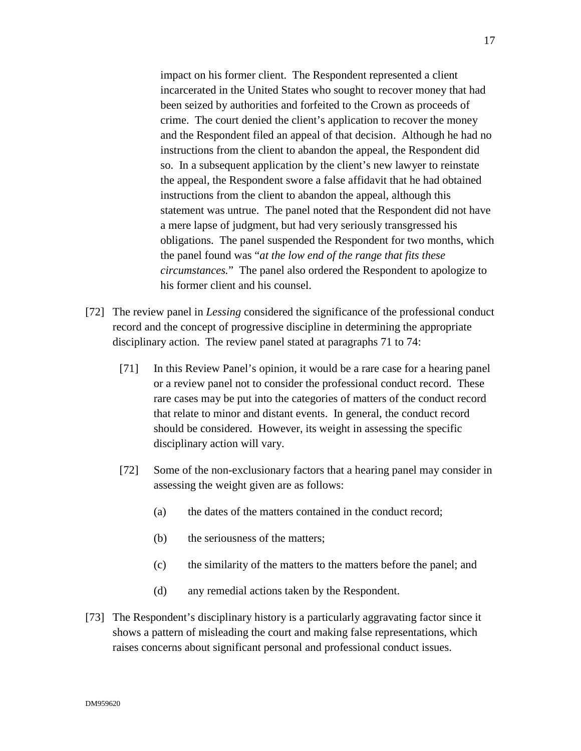impact on his former client. The Respondent represented a client incarcerated in the United States who sought to recover money that had been seized by authorities and forfeited to the Crown as proceeds of crime. The court denied the client's application to recover the money and the Respondent filed an appeal of that decision. Although he had no instructions from the client to abandon the appeal, the Respondent did so. In a subsequent application by the client's new lawyer to reinstate the appeal, the Respondent swore a false affidavit that he had obtained instructions from the client to abandon the appeal, although this statement was untrue. The panel noted that the Respondent did not have a mere lapse of judgment, but had very seriously transgressed his obligations. The panel suspended the Respondent for two months, which the panel found was "*at the low end of the range that fits these circumstances.*" The panel also ordered the Respondent to apologize to his former client and his counsel.

[72] The review panel in *Lessing* considered the significance of the professional conduct record and the concept of progressive discipline in determining the appropriate disciplinary action. The review panel stated at paragraphs 71 to 74:

> [71] In this Review Panel's opinion, it would be a rare case for a hearing panel or a review panel not to consider the professional conduct record. These rare cases may be put into the categories of matters of the conduct record that relate to minor and distant events. In general, the conduct record should be considered. However, its weight in assessing the specific disciplinary action will vary.
>
> [72] Some of the non-exclusionary factors that a hearing panel may consider in assessing the weight given are as follows:
>
> (a) the dates of the matters contained in the conduct record;
>
> (b) the seriousness of the matters;
>
> (c) the similarity of the matters to the matters before the panel; and
>
> (d) any remedial actions taken by the Respondent.

[73] The Respondent's disciplinary history is a particularly aggravating factor since it shows a pattern of misleading the court and making false representations, which raises concerns about significant personal and professional conduct issues.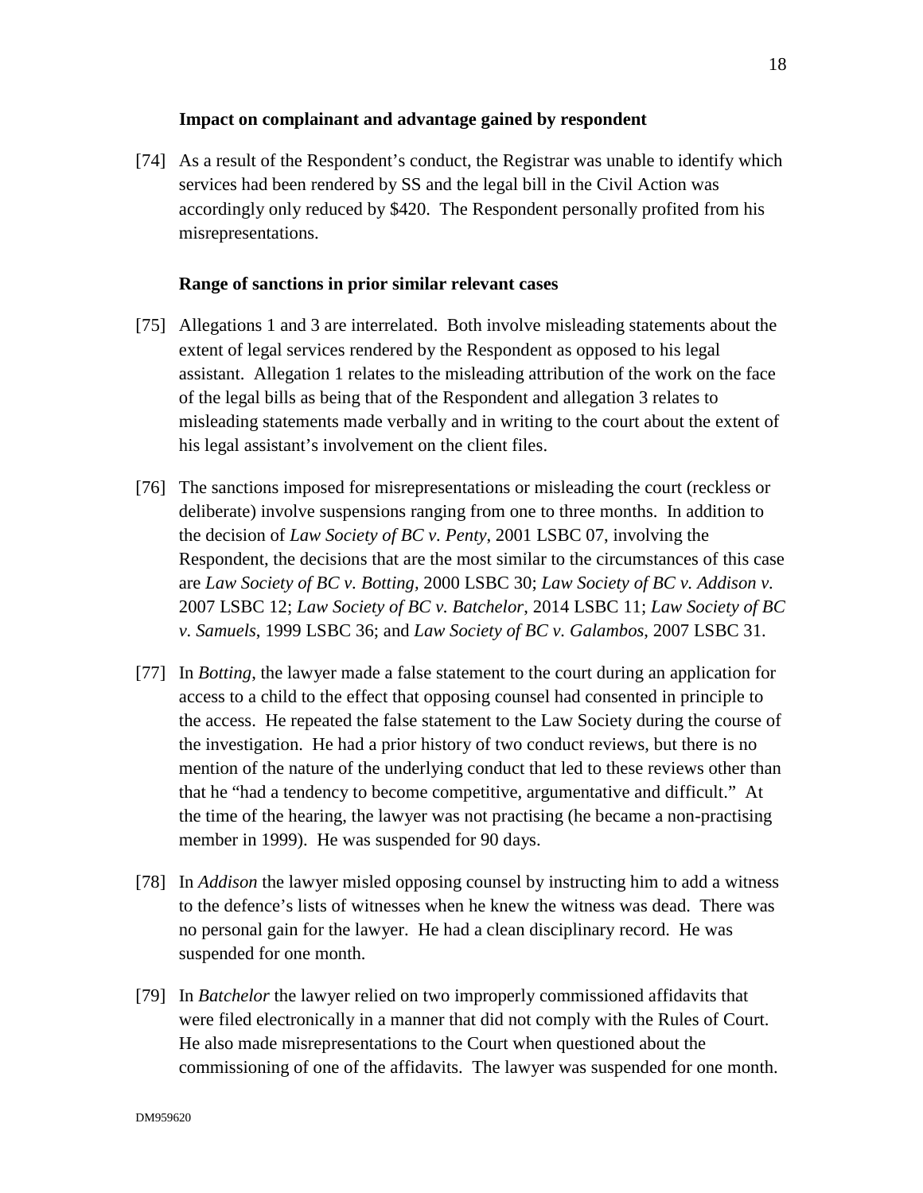### Impact on complainant and advantage gained by respondent

[74] As a result of the Respondent's conduct, the Registrar was unable to identify which services had been rendered by SS and the legal bill in the Civil Action was accordingly only reduced by $420. The Respondent personally profited from his misrepresentations.

### Range of sanctions in prior similar relevant cases

[75] Allegations 1 and 3 are interrelated. Both involve misleading statements about the extent of legal services rendered by the Respondent as opposed to his legal assistant. Allegation 1 relates to the misleading attribution of the work on the face of the legal bills as being that of the Respondent and allegation 3 relates to misleading statements made verbally and in writing to the court about the extent of his legal assistant's involvement on the client files.

[76] The sanctions imposed for misrepresentations or misleading the court (reckless or deliberate) involve suspensions ranging from one to three months. In addition to the decision of *Law Society of BC v. Penty*, 2001 LSBC 07, involving the Respondent, the decisions that are the most similar to the circumstances of this case are *Law Society of BC v. Botting*, 2000 LSBC 30; *Law Society of BC v. Addison v.* 2007 LSBC 12; *Law Society of BC v. Batchelor*, 2014 LSBC 11; *Law Society of BC v. Samuels*, 1999 LSBC 36; and *Law Society of BC v. Galambos*, 2007 LSBC 31.

[77] In *Botting*, the lawyer made a false statement to the court during an application for access to a child to the effect that opposing counsel had consented in principle to the access. He repeated the false statement to the Law Society during the course of the investigation. He had a prior history of two conduct reviews, but there is no mention of the nature of the underlying conduct that led to these reviews other than that he "had a tendency to become competitive, argumentative and difficult." At the time of the hearing, the lawyer was not practising (he became a non-practising member in 1999). He was suspended for 90 days.

[78] In *Addison* the lawyer misled opposing counsel by instructing him to add a witness to the defence's lists of witnesses when he knew the witness was dead. There was no personal gain for the lawyer. He had a clean disciplinary record. He was suspended for one month.

[79] In *Batchelor* the lawyer relied on two improperly commissioned affidavits that were filed electronically in a manner that did not comply with the Rules of Court. He also made misrepresentations to the Court when questioned about the commissioning of one of the affidavits. The lawyer was suspended for one month.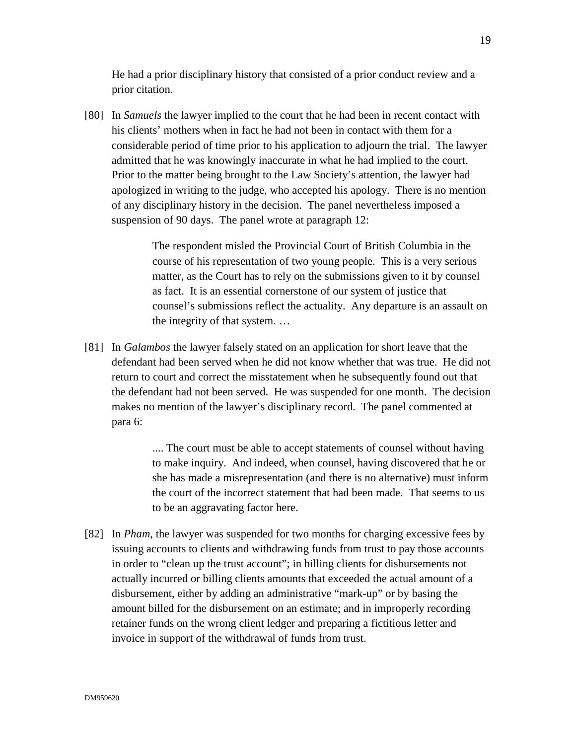He had a prior disciplinary history that consisted of a prior conduct review and a prior citation.

[80] In *Samuels* the lawyer implied to the court that he had been in recent contact with his clients' mothers when in fact he had not been in contact with them for a considerable period of time prior to his application to adjourn the trial. The lawyer admitted that he was knowingly inaccurate in what he had implied to the court. Prior to the matter being brought to the Law Society's attention, the lawyer had apologized in writing to the judge, who accepted his apology. There is no mention of any disciplinary history in the decision. The panel nevertheless imposed a suspension of 90 days. The panel wrote at paragraph 12:

> The respondent misled the Provincial Court of British Columbia in the course of his representation of two young people. This is a very serious matter, as the Court has to rely on the submissions given to it by counsel as fact. It is an essential cornerstone of our system of justice that counsel's submissions reflect the actuality. Any departure is an assault on the integrity of that system. …

[81] In *Galambos* the lawyer falsely stated on an application for short leave that the defendant had been served when he did not know whether that was true. He did not return to court and correct the misstatement when he subsequently found out that the defendant had not been served. He was suspended for one month. The decision makes no mention of the lawyer's disciplinary record. The panel commented at para 6:

> .... The court must be able to accept statements of counsel without having to make inquiry. And indeed, when counsel, having discovered that he or she has made a misrepresentation (and there is no alternative) must inform the court of the incorrect statement that had been made. That seems to us to be an aggravating factor here.

[82] In *Pham*, the lawyer was suspended for two months for charging excessive fees by issuing accounts to clients and withdrawing funds from trust to pay those accounts in order to "clean up the trust account"; in billing clients for disbursements not actually incurred or billing clients amounts that exceeded the actual amount of a disbursement, either by adding an administrative "mark-up" or by basing the amount billed for the disbursement on an estimate; and in improperly recording retainer funds on the wrong client ledger and preparing a fictitious letter and invoice in support of the withdrawal of funds from trust.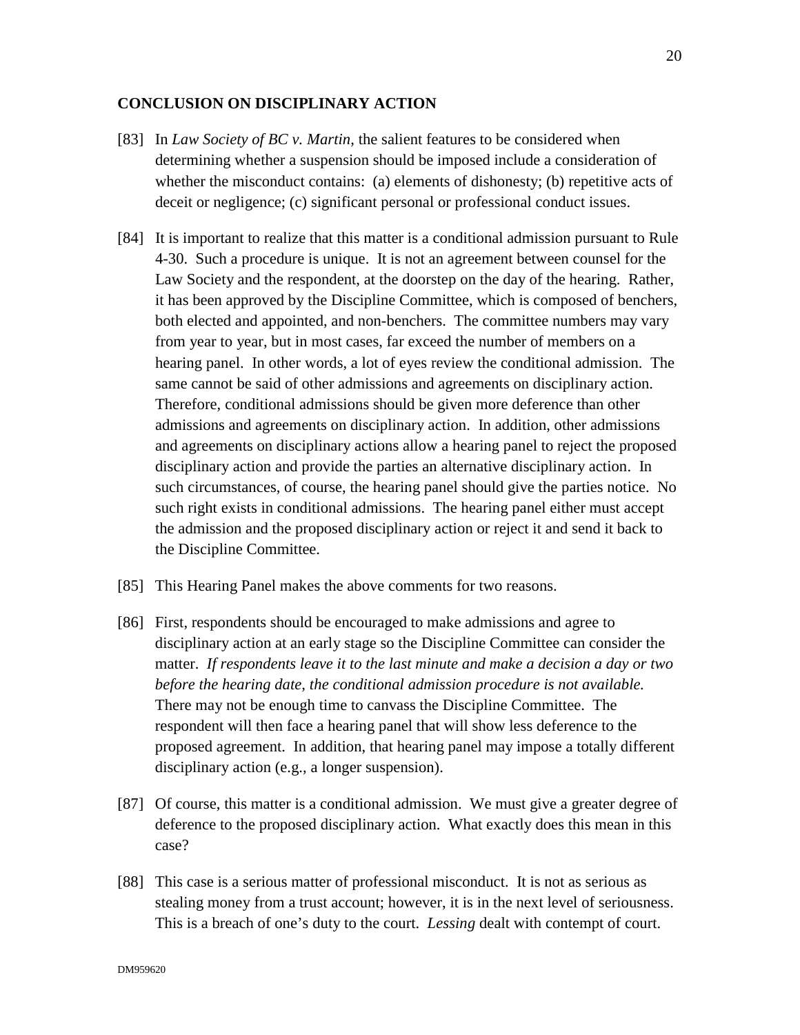## CONCLUSION ON DISCIPLINARY ACTION

[83] In *Law Society of BC v. Martin*, the salient features to be considered when determining whether a suspension should be imposed include a consideration of whether the misconduct contains: (a) elements of dishonesty; (b) repetitive acts of deceit or negligence; (c) significant personal or professional conduct issues.

[84] It is important to realize that this matter is a conditional admission pursuant to Rule 4-30. Such a procedure is unique. It is not an agreement between counsel for the Law Society and the respondent, at the doorstep on the day of the hearing. Rather, it has been approved by the Discipline Committee, which is composed of benchers, both elected and appointed, and non-benchers. The committee numbers may vary from year to year, but in most cases, far exceed the number of members on a hearing panel. In other words, a lot of eyes review the conditional admission. The same cannot be said of other admissions and agreements on disciplinary action. Therefore, conditional admissions should be given more deference than other admissions and agreements on disciplinary action. In addition, other admissions and agreements on disciplinary actions allow a hearing panel to reject the proposed disciplinary action and provide the parties an alternative disciplinary action. In such circumstances, of course, the hearing panel should give the parties notice. No such right exists in conditional admissions. The hearing panel either must accept the admission and the proposed disciplinary action or reject it and send it back to the Discipline Committee.

[85] This Hearing Panel makes the above comments for two reasons.

[86] First, respondents should be encouraged to make admissions and agree to disciplinary action at an early stage so the Discipline Committee can consider the matter. *If respondents leave it to the last minute and make a decision a day or two before the hearing date, the conditional admission procedure is not available.* There may not be enough time to canvass the Discipline Committee. The respondent will then face a hearing panel that will show less deference to the proposed agreement. In addition, that hearing panel may impose a totally different disciplinary action (e.g., a longer suspension).

[87] Of course, this matter is a conditional admission. We must give a greater degree of deference to the proposed disciplinary action. What exactly does this mean in this case?

[88] This case is a serious matter of professional misconduct. It is not as serious as stealing money from a trust account; however, it is in the next level of seriousness. This is a breach of one's duty to the court. *Lessing* dealt with contempt of court.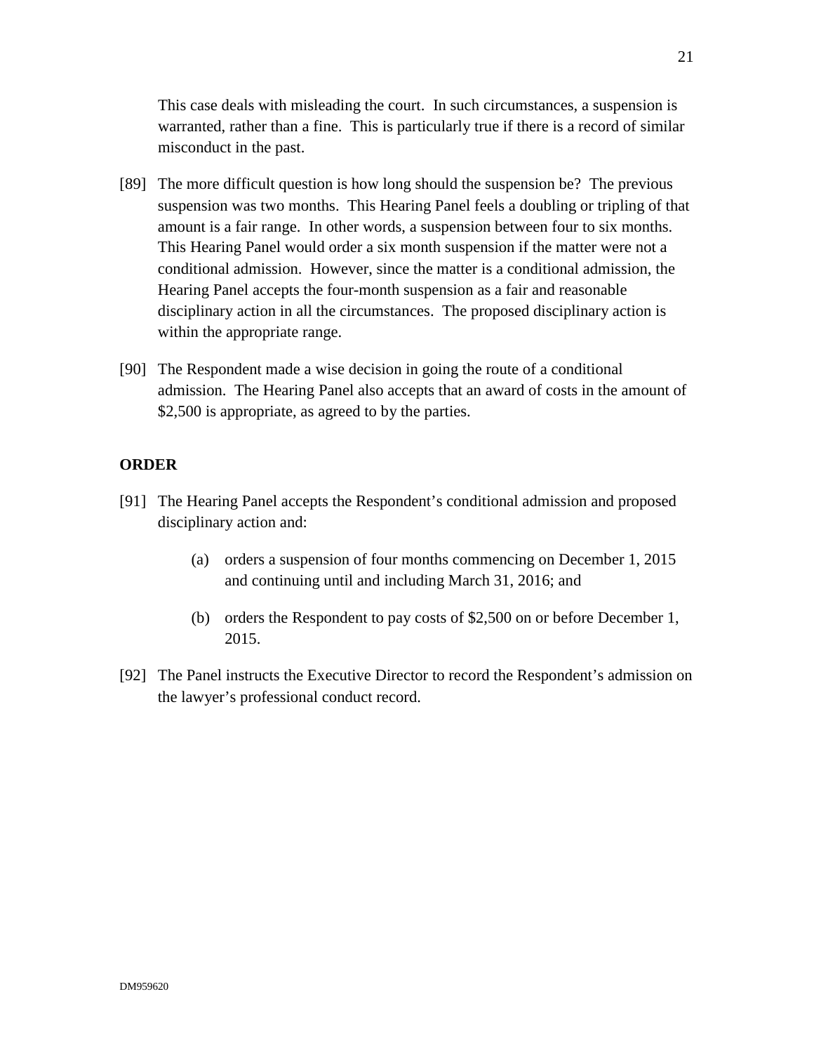This case deals with misleading the court. In such circumstances, a suspension is warranted, rather than a fine. This is particularly true if there is a record of similar misconduct in the past.

[89] The more difficult question is how long should the suspension be? The previous suspension was two months. This Hearing Panel feels a doubling or tripling of that amount is a fair range. In other words, a suspension between four to six months. This Hearing Panel would order a six month suspension if the matter were not a conditional admission. However, since the matter is a conditional admission, the Hearing Panel accepts the four-month suspension as a fair and reasonable disciplinary action in all the circumstances. The proposed disciplinary action is within the appropriate range.

[90] The Respondent made a wise decision in going the route of a conditional admission. The Hearing Panel also accepts that an award of costs in the amount of $2,500 is appropriate, as agreed to by the parties.

**ORDER**

[91] The Hearing Panel accepts the Respondent's conditional admission and proposed disciplinary action and:

(a) orders a suspension of four months commencing on December 1, 2015 and continuing until and including March 31, 2016; and

(b) orders the Respondent to pay costs of $2,500 on or before December 1, 2015.

[92] The Panel instructs the Executive Director to record the Respondent's admission on the lawyer's professional conduct record.

DM959620